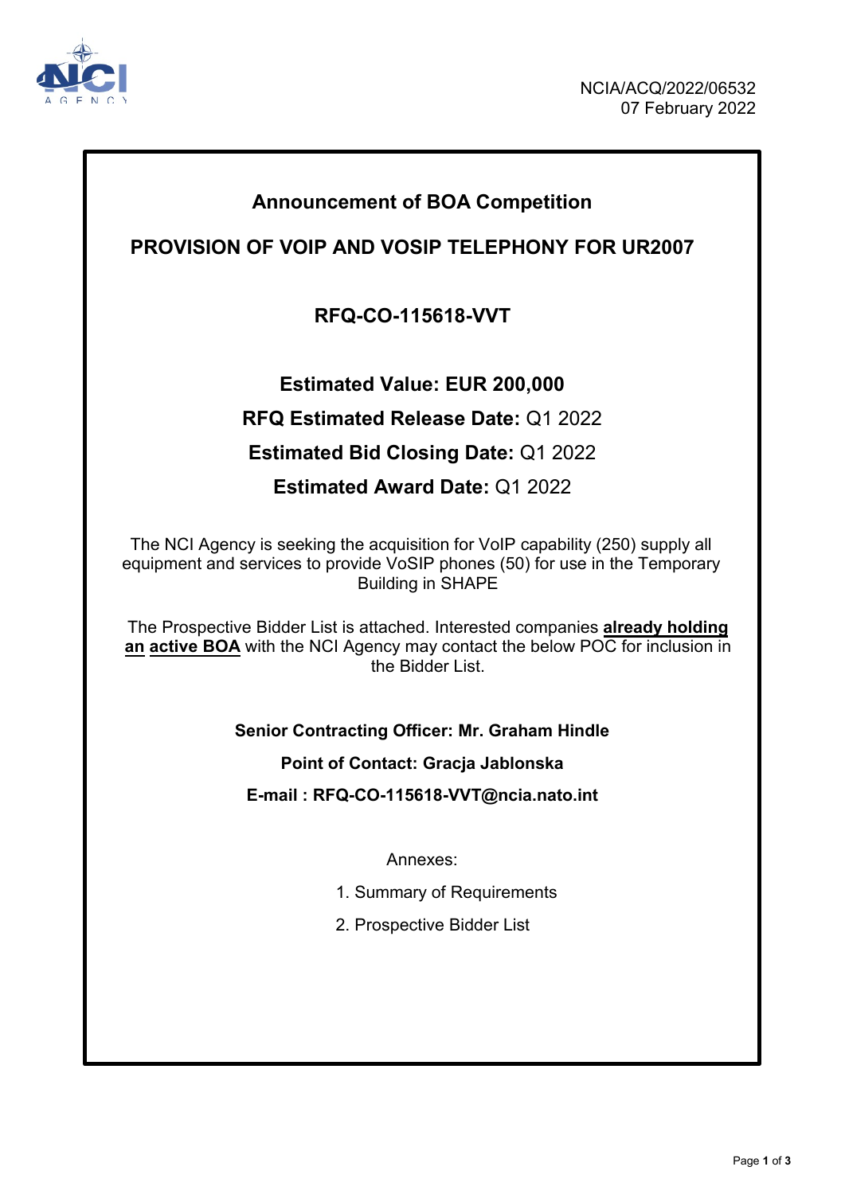NCIA/ACQ/2022/06532
07 February 2022

# Announcement of BOA Competition

## PROVISION OF VOIP AND VOSIP TELEPHONY FOR UR2007

## RFQ-CO-115618-VVT

**Estimated Value: EUR 200,000**

**RFQ Estimated Release Date:** Q1 2022

**Estimated Bid Closing Date:** Q1 2022

**Estimated Award Date:** Q1 2022

The NCI Agency is seeking the acquisition for VoIP capability (250) supply all equipment and services to provide VoSIP phones (50) for use in the Temporary Building in SHAPE

The Prospective Bidder List is attached. Interested companies **already holding an active BOA** with the NCI Agency may contact the below POC for inclusion in the Bidder List.

**Senior Contracting Officer: Mr. Graham Hindle**

**Point of Contact: Gracja Jablonska**

**E-mail : RFQ-CO-115618-VVT@ncia.nato.int**

Annexes:

1. Summary of Requirements
2. Prospective Bidder List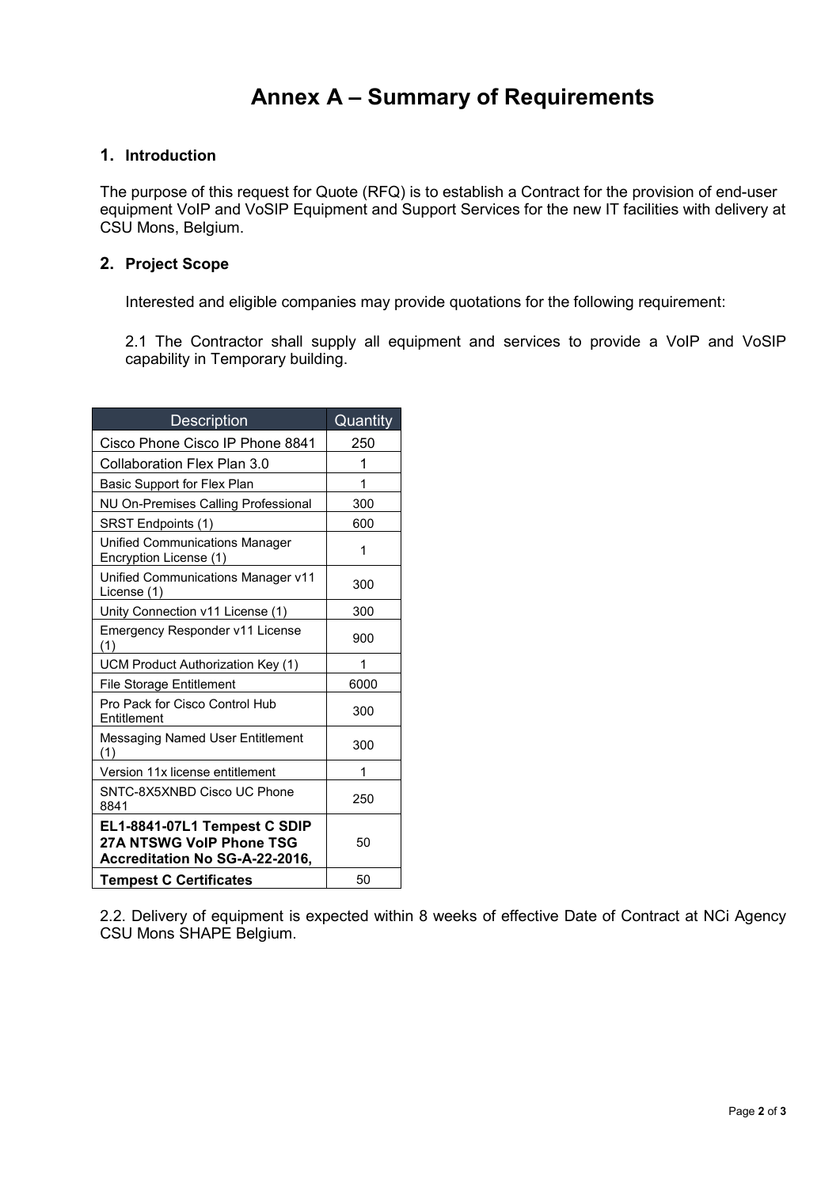# Annex A – Summary of Requirements

## 1. Introduction

The purpose of this request for Quote (RFQ) is to establish a Contract for the provision of end-user equipment VoIP and VoSIP Equipment and Support Services for the new IT facilities with delivery at CSU Mons, Belgium.

## 2. Project Scope

Interested and eligible companies may provide quotations for the following requirement:

2.1 The Contractor shall supply all equipment and services to provide a VoIP and VoSIP capability in Temporary building.

| Description | Quantity |
|---|---|
| Cisco Phone Cisco IP Phone 8841 | 250 |
| Collaboration Flex Plan 3.0 | 1 |
| Basic Support for Flex Plan | 1 |
| NU On-Premises Calling Professional | 300 |
| SRST Endpoints (1) | 600 |
| Unified Communications Manager Encryption License (1) | 1 |
| Unified Communications Manager v11 License (1) | 300 |
| Unity Connection v11 License (1) | 300 |
| Emergency Responder v11 License (1) | 900 |
| UCM Product Authorization Key (1) | 1 |
| File Storage Entitlement | 6000 |
| Pro Pack for Cisco Control Hub Entitlement | 300 |
| Messaging Named User Entitlement (1) | 300 |
| Version 11x license entitlement | 1 |
| SNTC-8X5XNBD Cisco UC Phone 8841 | 250 |
| **EL1-8841-07L1 Tempest C SDIP 27A NTSWG VoIP Phone TSG Accreditation No SG-A-22-2016,** | 50 |
| **Tempest C Certificates** | 50 |

2.2. Delivery of equipment is expected within 8 weeks of effective Date of Contract at NCi Agency CSU Mons SHAPE Belgium.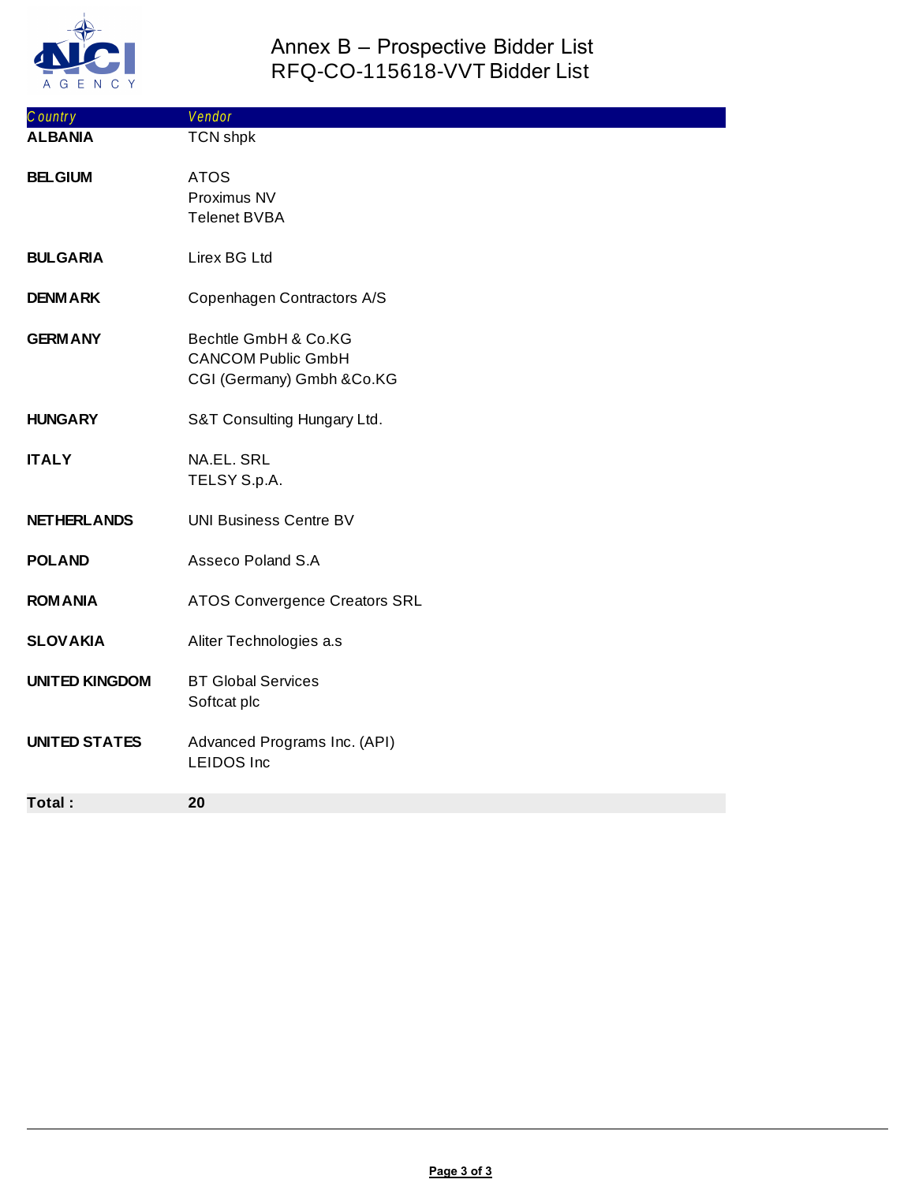# Annex B – Prospective Bidder List
## RFQ-CO-115618-VVT Bidder List

| Country | Vendor |
|---|---|
| **ALBANIA** | TCN shpk |
| **BELGIUM** | ATOS |
| | Proximus NV |
| | Telenet BVBA |
| **BULGARIA** | Lirex BG Ltd |
| **DENMARK** | Copenhagen Contractors A/S |
| **GERMANY** | Bechtle GmbH & Co.KG |
| | CANCOM Public GmbH |
| | CGI (Germany) Gmbh &Co.KG |
| **HUNGARY** | S&T Consulting Hungary Ltd. |
| **ITALY** | NA.EL. SRL |
| | TELSY S.p.A. |
| **NETHERLANDS** | UNI Business Centre BV |
| **POLAND** | Asseco Poland S.A |
| **ROMANIA** | ATOS Convergence Creators SRL |
| **SLOVAKIA** | Aliter Technologies a.s |
| **UNITED KINGDOM** | BT Global Services |
| | Softcat plc |
| **UNITED STATES** | Advanced Programs Inc. (API) |
| | LEIDOS Inc |
| **Total :** | **20** |